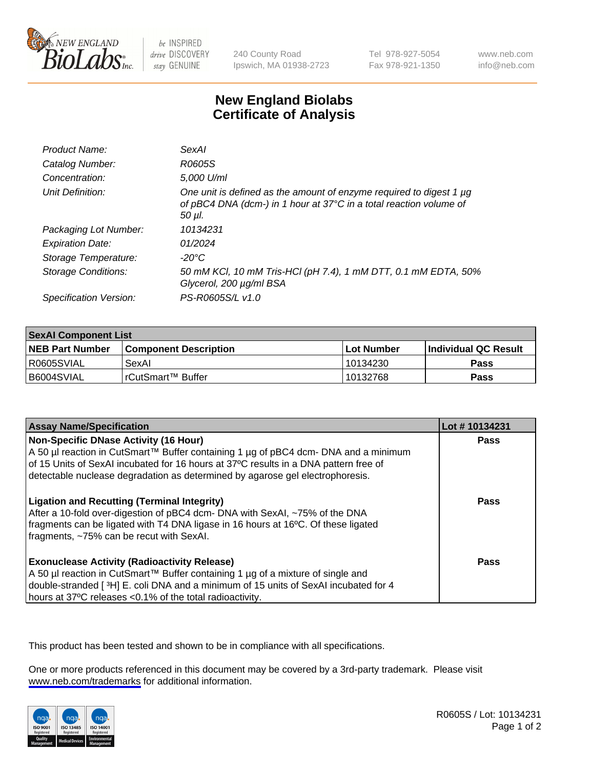# New England Biolabs Certificate of Analysis

| | |
|---|---|
| *Product Name:* | *SexAI* |
| *Catalog Number:* | *R0605S* |
| *Concentration:* | *5,000 U/ml* |
| *Unit Definition:* | *One unit is defined as the amount of enzyme required to digest 1 µg of pBC4 DNA (dcm-) in 1 hour at 37°C in a total reaction volume of 50 µl.* |
| *Packaging Lot Number:* | *10134231* |
| *Expiration Date:* | *01/2024* |
| *Storage Temperature:* | *-20°C* |
| *Storage Conditions:* | *50 mM KCl, 10 mM Tris-HCl (pH 7.4), 1 mM DTT, 0.1 mM EDTA, 50% Glycerol, 200 µg/ml BSA* |
| *Specification Version:* | *PS-R0605S/L v1.0* |

| **SexAI Component List** | | | |
|---|---|---|---|
| **NEB Part Number** | **Component Description** | **Lot Number** | **Individual QC Result** |
| R0605SVIAL | SexAI | 10134230 | **Pass** |
| B6004SVIAL | rCutSmart™ Buffer | 10132768 | **Pass** |

| **Assay Name/Specification** | **Lot # 10134231** |
|---|---|
| **Non-Specific DNase Activity (16 Hour)** A 50 µl reaction in CutSmart™ Buffer containing 1 µg of pBC4 dcm- DNA and a minimum of 15 Units of SexAI incubated for 16 hours at 37ºC results in a DNA pattern free of detectable nuclease degradation as determined by agarose gel electrophoresis. | **Pass** |
| **Ligation and Recutting (Terminal Integrity)** After a 10-fold over-digestion of pBC4 dcm- DNA with SexAI, ~75% of the DNA fragments can be ligated with T4 DNA ligase in 16 hours at 16ºC. Of these ligated fragments, ~75% can be recut with SexAI. | **Pass** |
| **Exonuclease Activity (Radioactivity Release)** A 50 µl reaction in CutSmart™ Buffer containing 1 µg of a mixture of single and double-stranded [ $^3$H] E. coli DNA and a minimum of 15 units of SexAI incubated for 4 hours at 37ºC releases <0.1% of the total radioactivity. | **Pass** |

This product has been tested and shown to be in compliance with all specifications.

One or more products referenced in this document may be covered by a 3rd-party trademark. Please visit www.neb.com/trademarks for additional information.

R0605S / Lot: 10134231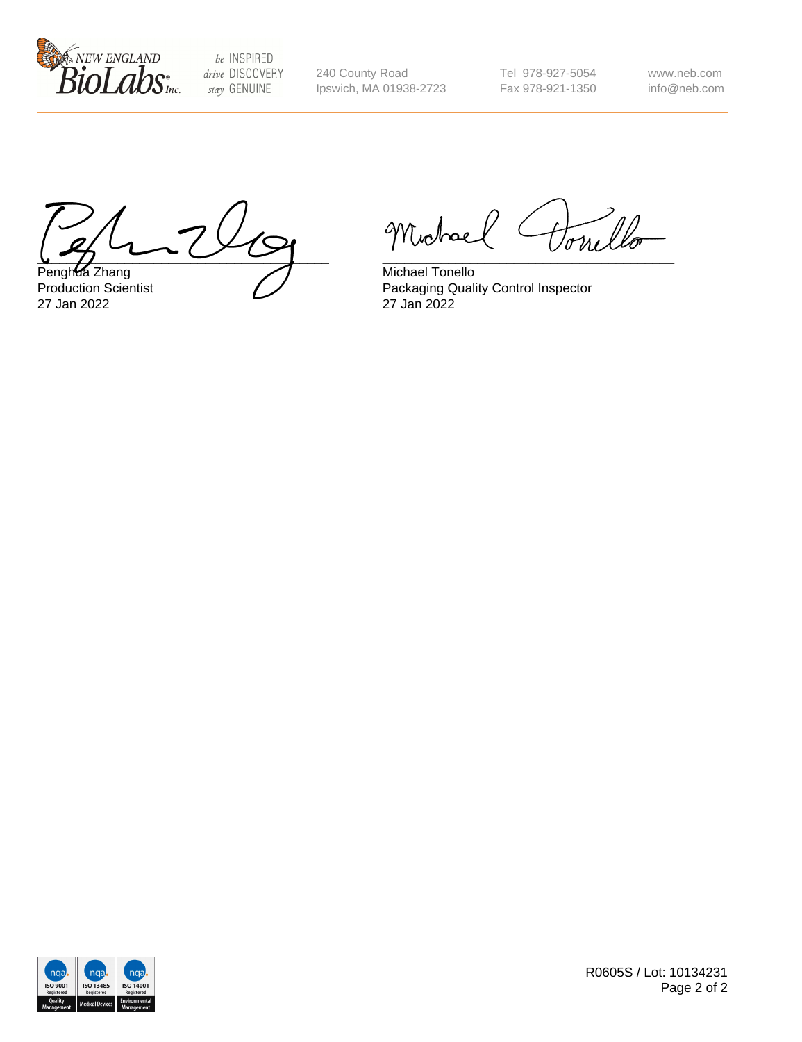NEW ENGLAND BioLabs® Inc.

be INSPIRED drive DISCOVERY stay GENUINE

240 County Road
Ipswich, MA 01938-2723

Tel 978-927-5054
Fax 978-921-1350

www.neb.com
info@neb.com

Penghua Zhang
Production Scientist
27 Jan 2022

Michael Tonello
Packaging Quality Control Inspector
27 Jan 2022

nqa ISO 9001 Registered Quality Management | nqa ISO 13485 Registered Medical Devices | nqa ISO 14001 Registered Environmental Management

R0605S / Lot: 10134231